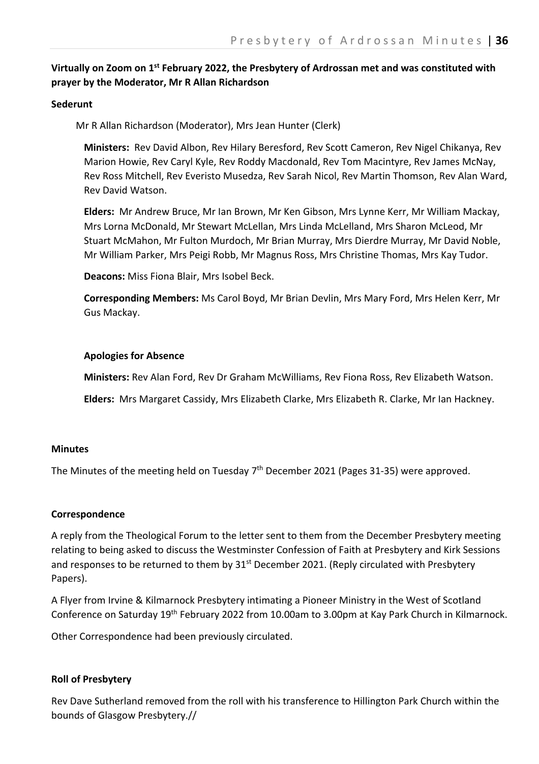**Virtually on Zoom on 1st February 2022, the Presbytery of Ardrossan met and was constituted with prayer by the Moderator, Mr R Allan Richardson**

**Sederunt**

Mr R Allan Richardson (Moderator), Mrs Jean Hunter (Clerk)

**Ministers:** Rev David Albon, Rev Hilary Beresford, Rev Scott Cameron, Rev Nigel Chikanya, Rev Marion Howie, Rev Caryl Kyle, Rev Roddy Macdonald, Rev Tom Macintyre, Rev James McNay, Rev Ross Mitchell, Rev Everisto Musedza, Rev Sarah Nicol, Rev Martin Thomson, Rev Alan Ward, Rev David Watson.

**Elders:** Mr Andrew Bruce, Mr Ian Brown, Mr Ken Gibson, Mrs Lynne Kerr, Mr William Mackay, Mrs Lorna McDonald, Mr Stewart McLellan, Mrs Linda McLelland, Mrs Sharon McLeod, Mr Stuart McMahon, Mr Fulton Murdoch, Mr Brian Murray, Mrs Dierdre Murray, Mr David Noble, Mr William Parker, Mrs Peigi Robb, Mr Magnus Ross, Mrs Christine Thomas, Mrs Kay Tudor.

**Deacons:** Miss Fiona Blair, Mrs Isobel Beck.

**Corresponding Members:** Ms Carol Boyd, Mr Brian Devlin, Mrs Mary Ford, Mrs Helen Kerr, Mr Gus Mackay.

**Apologies for Absence**

**Ministers:** Rev Alan Ford, Rev Dr Graham McWilliams, Rev Fiona Ross, Rev Elizabeth Watson.

**Elders:** Mrs Margaret Cassidy, Mrs Elizabeth Clarke, Mrs Elizabeth R. Clarke, Mr Ian Hackney.

**Minutes**

The Minutes of the meeting held on Tuesday 7th December 2021 (Pages 31-35) were approved.

**Correspondence**

A reply from the Theological Forum to the letter sent to them from the December Presbytery meeting relating to being asked to discuss the Westminster Confession of Faith at Presbytery and Kirk Sessions and responses to be returned to them by 31st December 2021. (Reply circulated with Presbytery Papers).

A Flyer from Irvine & Kilmarnock Presbytery intimating a Pioneer Ministry in the West of Scotland Conference on Saturday 19th February 2022 from 10.00am to 3.00pm at Kay Park Church in Kilmarnock.

Other Correspondence had been previously circulated.

**Roll of Presbytery**

Rev Dave Sutherland removed from the roll with his transference to Hillington Park Church within the bounds of Glasgow Presbytery.//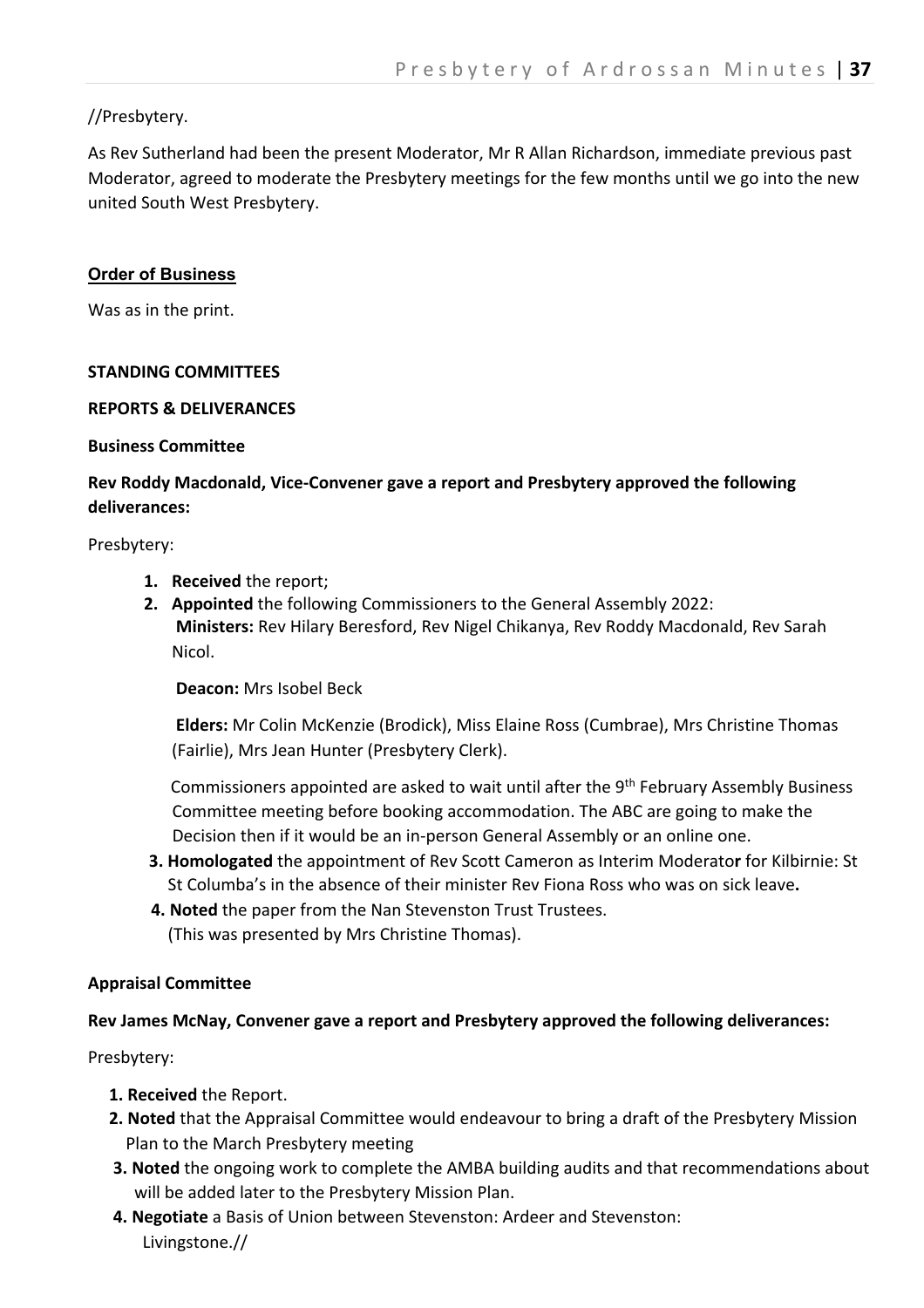//Presbytery.

As Rev Sutherland had been the present Moderator, Mr R Allan Richardson, immediate previous past Moderator, agreed to moderate the Presbytery meetings for the few months until we go into the new united South West Presbytery.

**Order of Business**

Was as in the print.

**STANDING COMMITTEES**

**REPORTS & DELIVERANCES**

**Business Committee**

**Rev Roddy Macdonald, Vice-Convener gave a report and Presbytery approved the following deliverances:**

Presbytery:

1. **Received** the report;
2. **Appointed** the following Commissioners to the General Assembly 2022:
   **Ministers:** Rev Hilary Beresford, Rev Nigel Chikanya, Rev Roddy Macdonald, Rev Sarah Nicol.

   **Deacon:** Mrs Isobel Beck

   **Elders:** Mr Colin McKenzie (Brodick), Miss Elaine Ross (Cumbrae), Mrs Christine Thomas (Fairlie), Mrs Jean Hunter (Presbytery Clerk).

   Commissioners appointed are asked to wait until after the 9th February Assembly Business Committee meeting before booking accommodation. The ABC are going to make the Decision then if it would be an in-person General Assembly or an online one.
3. **Homologated** the appointment of Rev Scott Cameron as Interim Moderator for Kilbirnie: St St Columba's in the absence of their minister Rev Fiona Ross who was on sick leave.
4. **Noted** the paper from the Nan Stevenston Trust Trustees.
   (This was presented by Mrs Christine Thomas).

**Appraisal Committee**

**Rev James McNay, Convener gave a report and Presbytery approved the following deliverances:**

Presbytery:

1. **Received** the Report.
2. **Noted** that the Appraisal Committee would endeavour to bring a draft of the Presbytery Mission Plan to the March Presbytery meeting
3. **Noted** the ongoing work to complete the AMBA building audits and that recommendations about will be added later to the Presbytery Mission Plan.
4. **Negotiate** a Basis of Union between Stevenston: Ardeer and Stevenston: Livingstone.//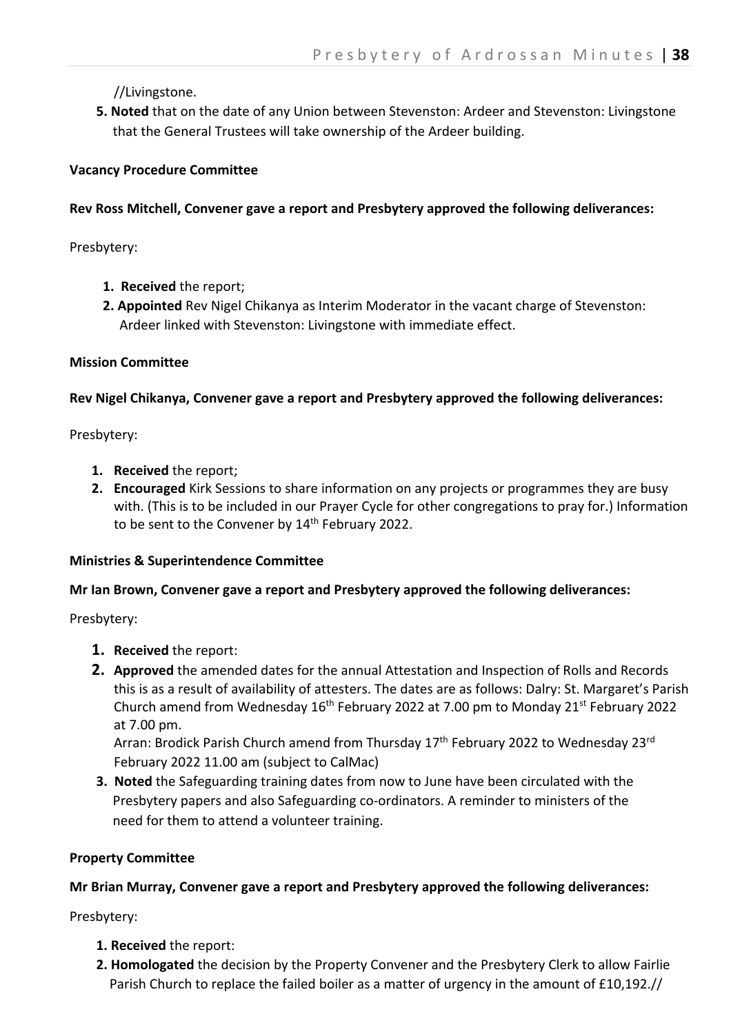//Livingstone.

5. **Noted** that on the date of any Union between Stevenston: Ardeer and Stevenston: Livingstone that the General Trustees will take ownership of the Ardeer building.

**Vacancy Procedure Committee**

**Rev Ross Mitchell, Convener gave a report and Presbytery approved the following deliverances:**

Presbytery:

1. **Received** the report;
2. **Appointed** Rev Nigel Chikanya as Interim Moderator in the vacant charge of Stevenston: Ardeer linked with Stevenston: Livingstone with immediate effect.

**Mission Committee**

**Rev Nigel Chikanya, Convener gave a report and Presbytery approved the following deliverances:**

Presbytery:

1. **Received** the report;
2. **Encouraged** Kirk Sessions to share information on any projects or programmes they are busy with. (This is to be included in our Prayer Cycle for other congregations to pray for.) Information to be sent to the Convener by 14th February 2022.

**Ministries & Superintendence Committee**

**Mr Ian Brown, Convener gave a report and Presbytery approved the following deliverances:**

Presbytery:

1. **Received** the report:
2. **Approved** the amended dates for the annual Attestation and Inspection of Rolls and Records this is as a result of availability of attesters. The dates are as follows: Dalry: St. Margaret's Parish Church amend from Wednesday 16th February 2022 at 7.00 pm to Monday 21st February 2022 at 7.00 pm.
   Arran: Brodick Parish Church amend from Thursday 17th February 2022 to Wednesday 23rd February 2022 11.00 am (subject to CalMac)
3. **Noted** the Safeguarding training dates from now to June have been circulated with the Presbytery papers and also Safeguarding co-ordinators. A reminder to ministers of the need for them to attend a volunteer training.

**Property Committee**

**Mr Brian Murray, Convener gave a report and Presbytery approved the following deliverances:**

Presbytery:

1. **Received** the report:
2. **Homologated** the decision by the Property Convener and the Presbytery Clerk to allow Fairlie Parish Church to replace the failed boiler as a matter of urgency in the amount of £10,192.//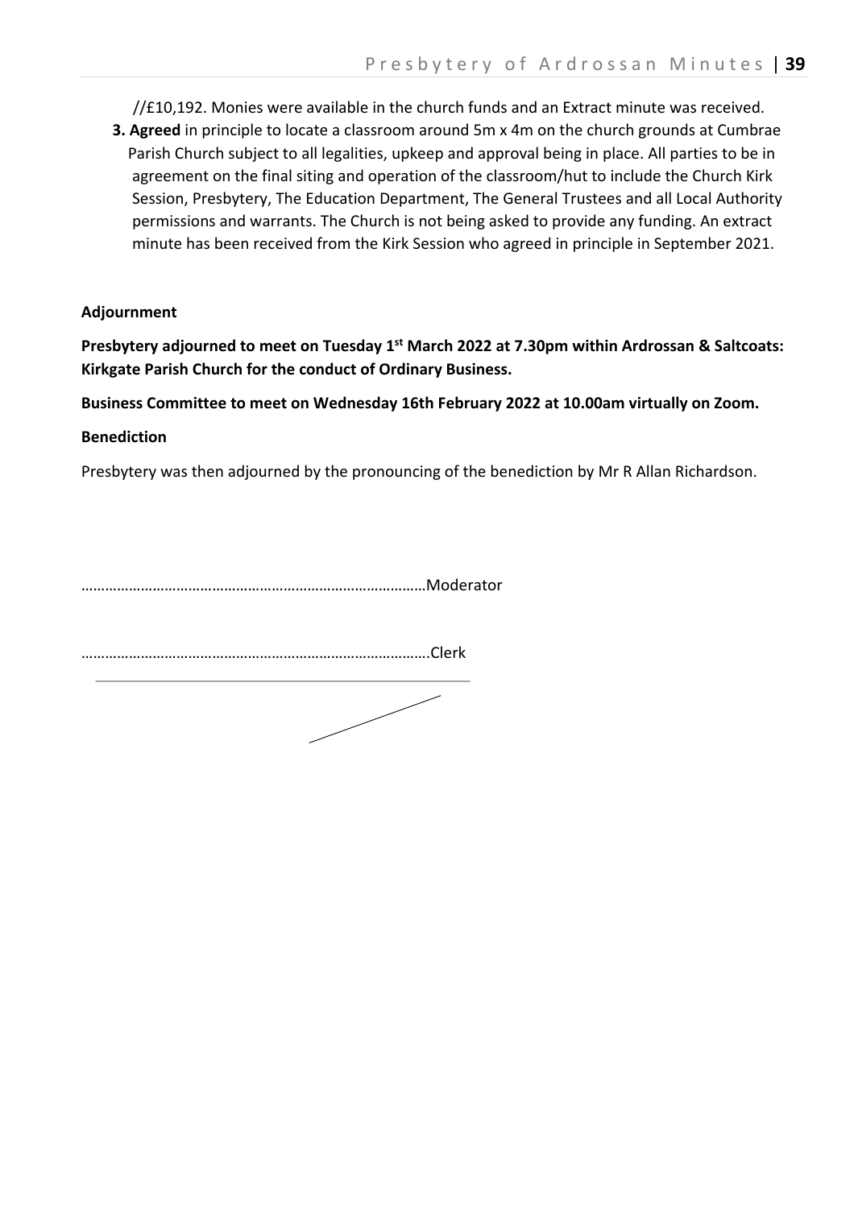//£10,192. Monies were available in the church funds and an Extract minute was received.

3. **Agreed** in principle to locate a classroom around 5m x 4m on the church grounds at Cumbrae Parish Church subject to all legalities, upkeep and approval being in place. All parties to be in agreement on the final siting and operation of the classroom/hut to include the Church Kirk Session, Presbytery, The Education Department, The General Trustees and all Local Authority permissions and warrants. The Church is not being asked to provide any funding. An extract minute has been received from the Kirk Session who agreed in principle in September 2021.

**Adjournment**

**Presbytery adjourned to meet on Tuesday 1st March 2022 at 7.30pm within Ardrossan & Saltcoats: Kirkgate Parish Church for the conduct of Ordinary Business.**

**Business Committee to meet on Wednesday 16th February 2022 at 10.00am virtually on Zoom.**

**Benediction**

Presbytery was then adjourned by the pronouncing of the benediction by Mr R Allan Richardson.

……………………………………………………………………….Moderator

……………………………………………………………………….Clerk